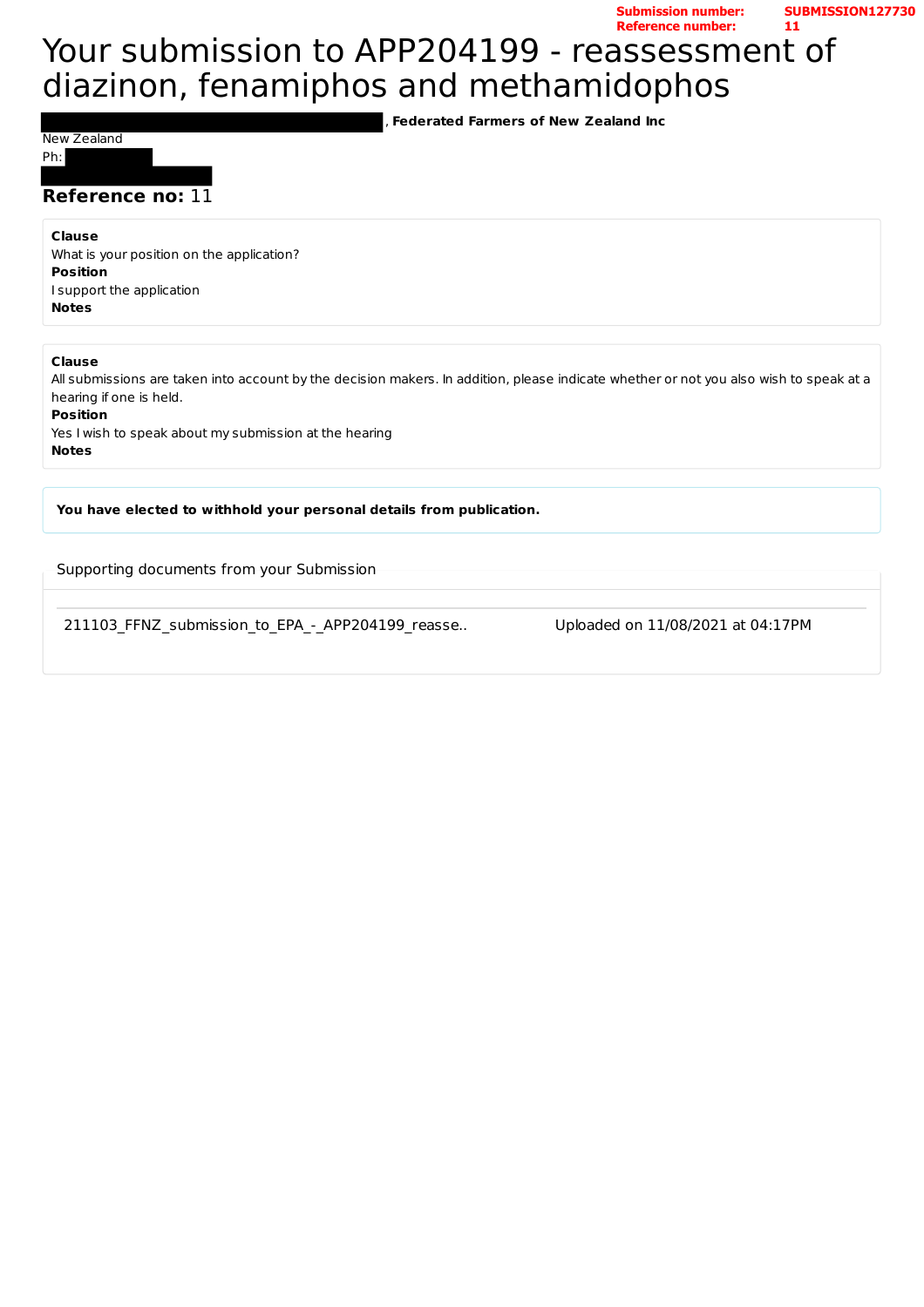**Submission number:** SUBMISSION127730
**Reference number:** 11

# Your submission to APP204199 - reassessment of diazinon, fenamiphos and methamidophos

, **Federated Farmers of New Zealand Inc**

New Zealand

Ph:

**Reference no:** 11

**Clause**
What is your position on the application?
**Position**
I support the application
**Notes**

**Clause**
All submissions are taken into account by the decision makers. In addition, please indicate whether or not you also wish to speak at a hearing if one is held.
**Position**
Yes I wish to speak about my submission at the hearing
**Notes**

**You have elected to withhold your personal details from publication.**

Supporting documents from your Submission

| | |
|---|---|
| 211103_FFNZ_submission_to_EPA_-_APP204199_reasse.. | Uploaded on 11/08/2021 at 04:17PM |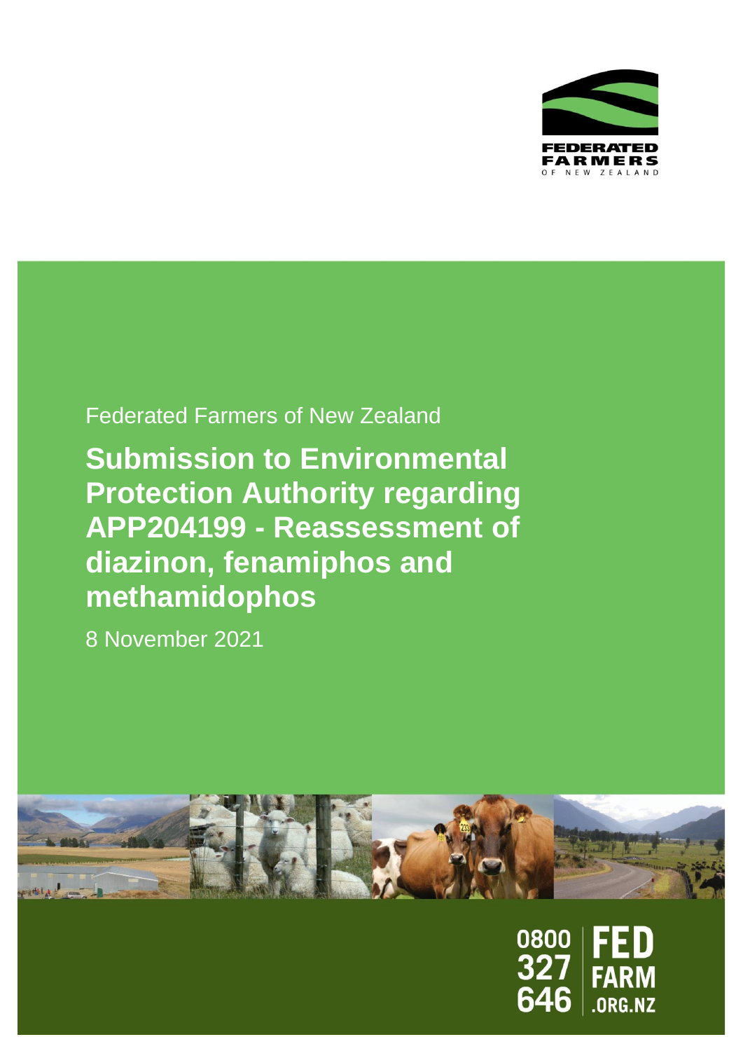Federated Farmers of New Zealand

# Submission to Environmental Protection Authority regarding APP204199 - Reassessment of diazinon, fenamiphos and methamidophos

8 November 2021

0800 327 646 FED FARM .ORG.NZ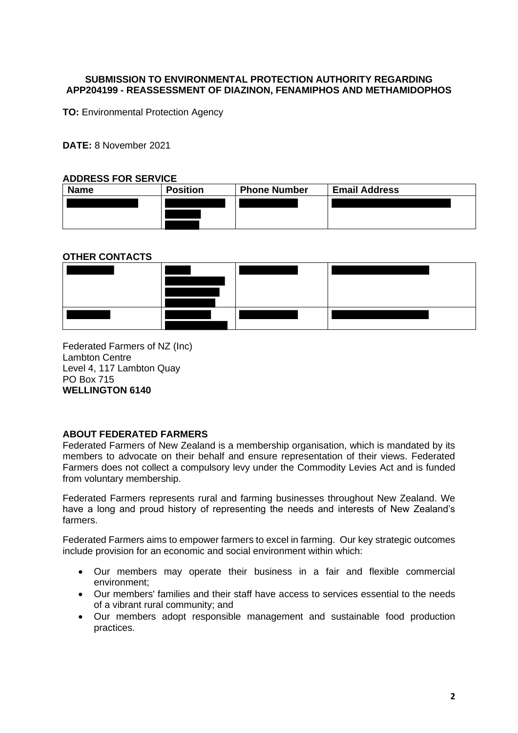**SUBMISSION TO ENVIRONMENTAL PROTECTION AUTHORITY REGARDING APP204199 - REASSESSMENT OF DIAZINON, FENAMIPHOS AND METHAMIDOPHOS**

**TO:** Environmental Protection Agency

**DATE:** 8 November 2021

**ADDRESS FOR SERVICE**

| Name | Position | Phone Number | Email Address |
|---|---|---|---|
| [redacted] | [redacted] | [redacted] | [redacted] |

**OTHER CONTACTS**

| | | | |
|---|---|---|---|
| [redacted] | [redacted] | [redacted] | [redacted] |
| [redacted] | [redacted] | [redacted] | [redacted] |

Federated Farmers of NZ (Inc)
Lambton Centre
Level 4, 117 Lambton Quay
PO Box 715
**WELLINGTON 6140**

**ABOUT FEDERATED FARMERS**

Federated Farmers of New Zealand is a membership organisation, which is mandated by its members to advocate on their behalf and ensure representation of their views. Federated Farmers does not collect a compulsory levy under the Commodity Levies Act and is funded from voluntary membership.

Federated Farmers represents rural and farming businesses throughout New Zealand. We have a long and proud history of representing the needs and interests of New Zealand's farmers.

Federated Farmers aims to empower farmers to excel in farming. Our key strategic outcomes include provision for an economic and social environment within which:

- Our members may operate their business in a fair and flexible commercial environment;
- Our members' families and their staff have access to services essential to the needs of a vibrant rural community; and
- Our members adopt responsible management and sustainable food production practices.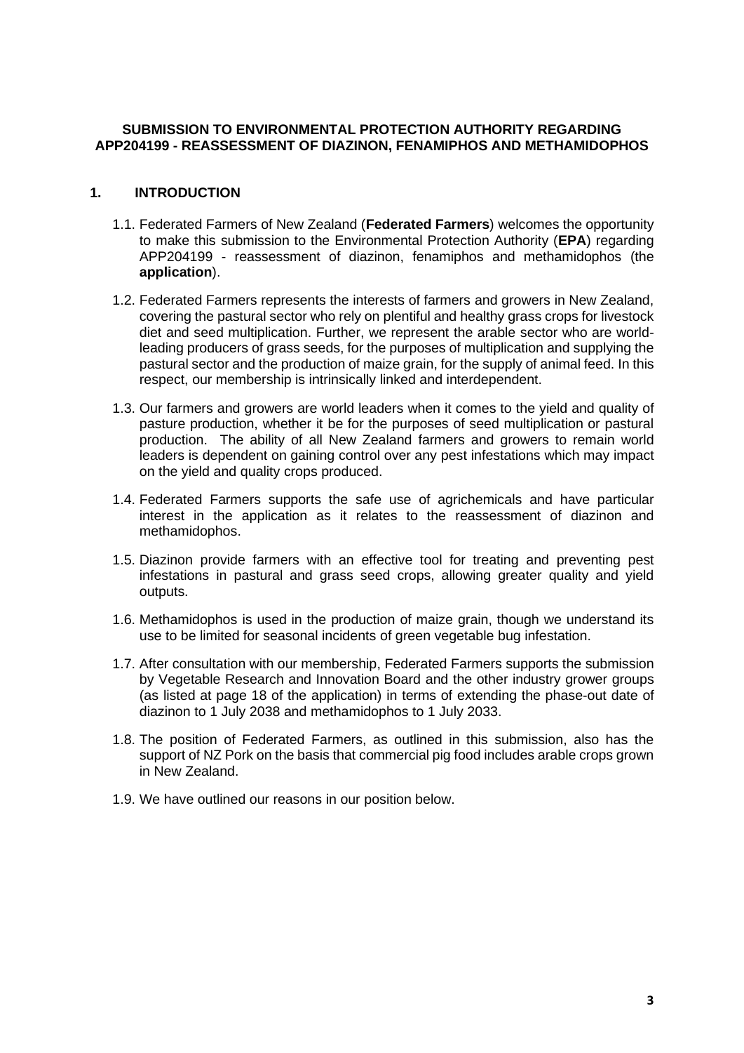**SUBMISSION TO ENVIRONMENTAL PROTECTION AUTHORITY REGARDING APP204199 - REASSESSMENT OF DIAZINON, FENAMIPHOS AND METHAMIDOPHOS**

## 1. INTRODUCTION

1.1. Federated Farmers of New Zealand (**Federated Farmers**) welcomes the opportunity to make this submission to the Environmental Protection Authority (**EPA**) regarding APP204199 - reassessment of diazinon, fenamiphos and methamidophos (the **application**).

1.2. Federated Farmers represents the interests of farmers and growers in New Zealand, covering the pastural sector who rely on plentiful and healthy grass crops for livestock diet and seed multiplication. Further, we represent the arable sector who are world-leading producers of grass seeds, for the purposes of multiplication and supplying the pastural sector and the production of maize grain, for the supply of animal feed. In this respect, our membership is intrinsically linked and interdependent.

1.3. Our farmers and growers are world leaders when it comes to the yield and quality of pasture production, whether it be for the purposes of seed multiplication or pastural production. The ability of all New Zealand farmers and growers to remain world leaders is dependent on gaining control over any pest infestations which may impact on the yield and quality crops produced.

1.4. Federated Farmers supports the safe use of agrichemicals and have particular interest in the application as it relates to the reassessment of diazinon and methamidophos.

1.5. Diazinon provide farmers with an effective tool for treating and preventing pest infestations in pastural and grass seed crops, allowing greater quality and yield outputs.

1.6. Methamidophos is used in the production of maize grain, though we understand its use to be limited for seasonal incidents of green vegetable bug infestation.

1.7. After consultation with our membership, Federated Farmers supports the submission by Vegetable Research and Innovation Board and the other industry grower groups (as listed at page 18 of the application) in terms of extending the phase-out date of diazinon to 1 July 2038 and methamidophos to 1 July 2033.

1.8. The position of Federated Farmers, as outlined in this submission, also has the support of NZ Pork on the basis that commercial pig food includes arable crops grown in New Zealand.

1.9. We have outlined our reasons in our position below.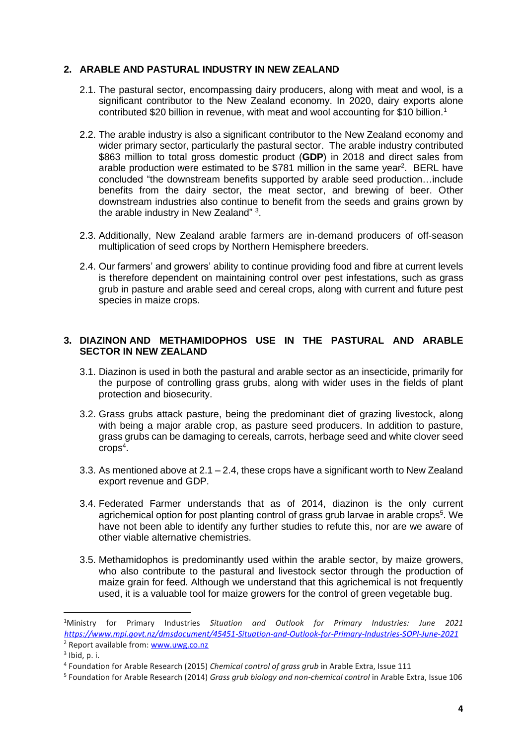## 2. ARABLE AND PASTURAL INDUSTRY IN NEW ZEALAND

2.1. The pastural sector, encompassing dairy producers, along with meat and wool, is a significant contributor to the New Zealand economy. In 2020, dairy exports alone contributed $20 billion in revenue, with meat and wool accounting for $10 billion.[1]

2.2. The arable industry is also a significant contributor to the New Zealand economy and wider primary sector, particularly the pastural sector. The arable industry contributed $863 million to total gross domestic product (**GDP**) in 2018 and direct sales from arable production were estimated to be $781 million in the same year[2]. BERL have concluded "the downstream benefits supported by arable seed production…include benefits from the dairy sector, the meat sector, and brewing of beer. Other downstream industries also continue to benefit from the seeds and grains grown by the arable industry in New Zealand" [3].

2.3. Additionally, New Zealand arable farmers are in-demand producers of off-season multiplication of seed crops by Northern Hemisphere breeders.

2.4. Our farmers' and growers' ability to continue providing food and fibre at current levels is therefore dependent on maintaining control over pest infestations, such as grass grub in pasture and arable seed and cereal crops, along with current and future pest species in maize crops.

## 3. DIAZINON AND METHAMIDOPHOS USE IN THE PASTURAL AND ARABLE SECTOR IN NEW ZEALAND

3.1. Diazinon is used in both the pastural and arable sector as an insecticide, primarily for the purpose of controlling grass grubs, along with wider uses in the fields of plant protection and biosecurity.

3.2. Grass grubs attack pasture, being the predominant diet of grazing livestock, along with being a major arable crop, as pasture seed producers. In addition to pasture, grass grubs can be damaging to cereals, carrots, herbage seed and white clover seed crops[4].

3.3. As mentioned above at 2.1 – 2.4, these crops have a significant worth to New Zealand export revenue and GDP.

3.4. Federated Farmer understands that as of 2014, diazinon is the only current agrichemical option for post planting control of grass grub larvae in arable crops[5]. We have not been able to identify any further studies to refute this, nor are we aware of other viable alternative chemistries.

3.5. Methamidophos is predominantly used within the arable sector, by maize growers, who also contribute to the pastural and livestock sector through the production of maize grain for feed. Although we understand that this agrichemical is not frequently used, it is a valuable tool for maize growers for the control of green vegetable bug.

---

[1] Ministry for Primary Industries *Situation and Outlook for Primary Industries: June 2021* *https://www.mpi.govt.nz/dmsdocument/45451-Situation-and-Outlook-for-Primary-Industries-SOPI-June-2021*

[2] Report available from: www.uwg.co.nz

[3] Ibid, p. i.

[4] Foundation for Arable Research (2015) *Chemical control of grass grub* in Arable Extra, Issue 111

[5] Foundation for Arable Research (2014) *Grass grub biology and non-chemical control* in Arable Extra, Issue 106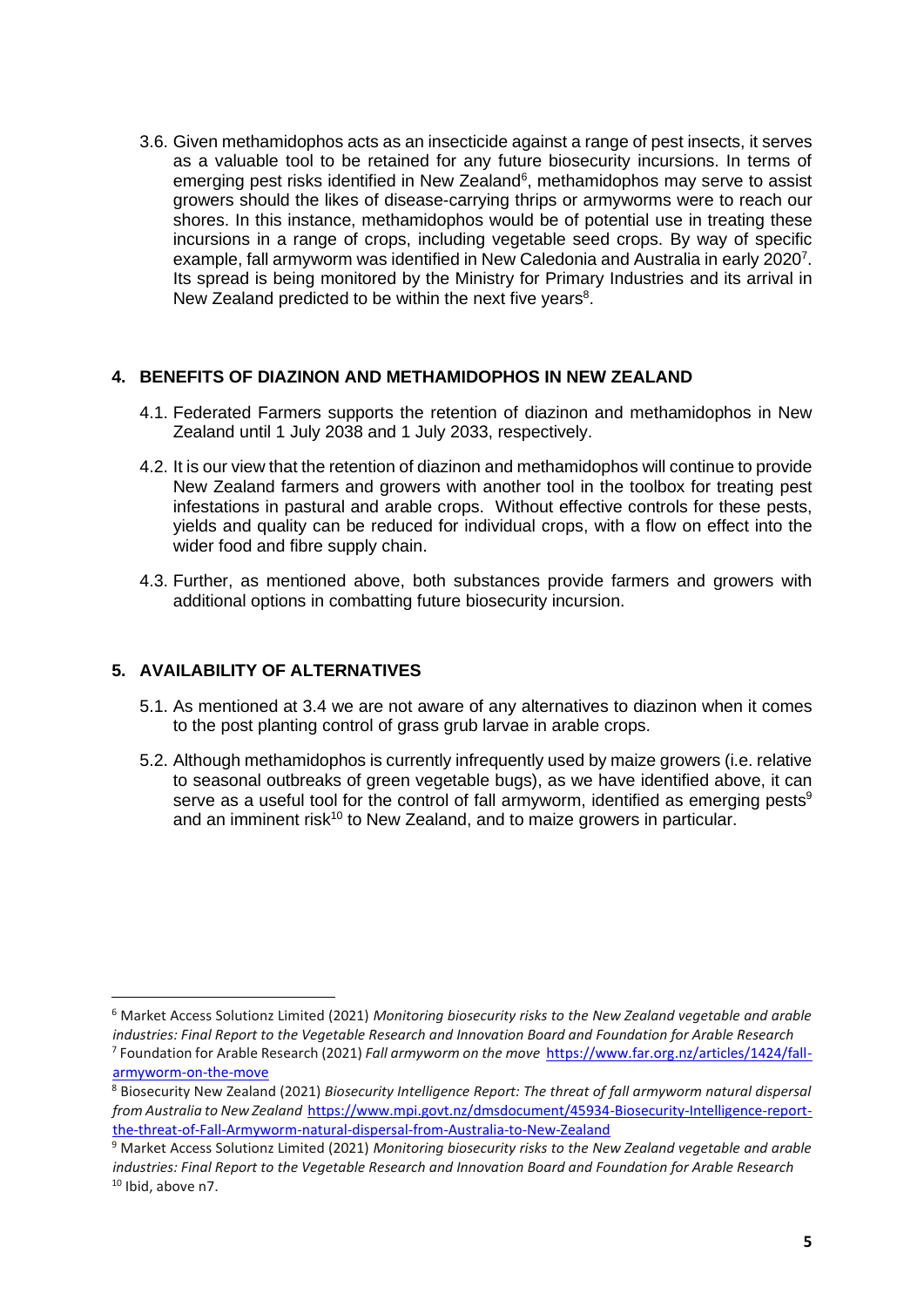3.6. Given methamidophos acts as an insecticide against a range of pest insects, it serves as a valuable tool to be retained for any future biosecurity incursions. In terms of emerging pest risks identified in New Zealand[6], methamidophos may serve to assist growers should the likes of disease-carrying thrips or armyworms were to reach our shores. In this instance, methamidophos would be of potential use in treating these incursions in a range of crops, including vegetable seed crops. By way of specific example, fall armyworm was identified in New Caledonia and Australia in early 2020[7]. Its spread is being monitored by the Ministry for Primary Industries and its arrival in New Zealand predicted to be within the next five years[8].

## 4. BENEFITS OF DIAZINON AND METHAMIDOPHOS IN NEW ZEALAND

4.1. Federated Farmers supports the retention of diazinon and methamidophos in New Zealand until 1 July 2038 and 1 July 2033, respectively.

4.2. It is our view that the retention of diazinon and methamidophos will continue to provide New Zealand farmers and growers with another tool in the toolbox for treating pest infestations in pastural and arable crops. Without effective controls for these pests, yields and quality can be reduced for individual crops, with a flow on effect into the wider food and fibre supply chain.

4.3. Further, as mentioned above, both substances provide farmers and growers with additional options in combatting future biosecurity incursion.

## 5. AVAILABILITY OF ALTERNATIVES

5.1. As mentioned at 3.4 we are not aware of any alternatives to diazinon when it comes to the post planting control of grass grub larvae in arable crops.

5.2. Although methamidophos is currently infrequently used by maize growers (i.e. relative to seasonal outbreaks of green vegetable bugs), as we have identified above, it can serve as a useful tool for the control of fall armyworm, identified as emerging pests[9] and an imminent risk[10] to New Zealand, and to maize growers in particular.

---

[6] Market Access Solutionz Limited (2021) *Monitoring biosecurity risks to the New Zealand vegetable and arable industries: Final Report to the Vegetable Research and Innovation Board and Foundation for Arable Research*

[7] Foundation for Arable Research (2021) *Fall armyworm on the move* https://www.far.org.nz/articles/1424/fall-armyworm-on-the-move

[8] Biosecurity New Zealand (2021) *Biosecurity Intelligence Report: The threat of fall armyworm natural dispersal from Australia to New Zealand* https://www.mpi.govt.nz/dmsdocument/45934-Biosecurity-Intelligence-report-the-threat-of-Fall-Armyworm-natural-dispersal-from-Australia-to-New-Zealand

[9] Market Access Solutionz Limited (2021) *Monitoring biosecurity risks to the New Zealand vegetable and arable industries: Final Report to the Vegetable Research and Innovation Board and Foundation for Arable Research*

[10] Ibid, above n7.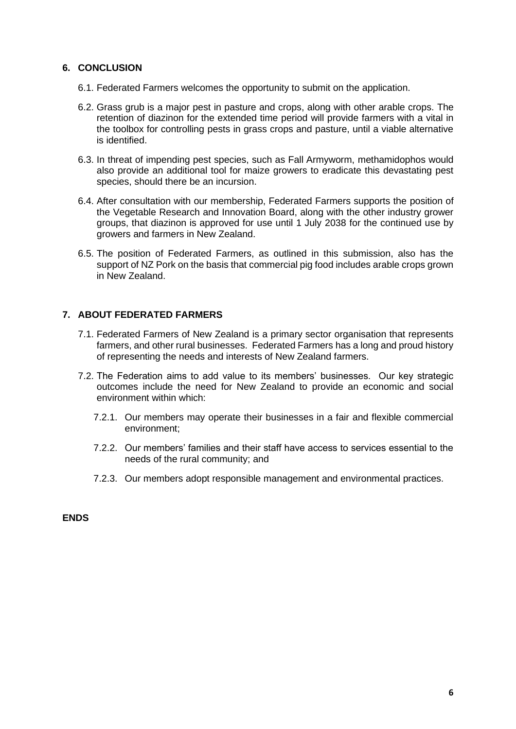## 6. CONCLUSION

6.1. Federated Farmers welcomes the opportunity to submit on the application.

6.2. Grass grub is a major pest in pasture and crops, along with other arable crops. The retention of diazinon for the extended time period will provide farmers with a vital in the toolbox for controlling pests in grass crops and pasture, until a viable alternative is identified.

6.3. In threat of impending pest species, such as Fall Armyworm, methamidophos would also provide an additional tool for maize growers to eradicate this devastating pest species, should there be an incursion.

6.4. After consultation with our membership, Federated Farmers supports the position of the Vegetable Research and Innovation Board, along with the other industry grower groups, that diazinon is approved for use until 1 July 2038 for the continued use by growers and farmers in New Zealand.

6.5. The position of Federated Farmers, as outlined in this submission, also has the support of NZ Pork on the basis that commercial pig food includes arable crops grown in New Zealand.

## 7. ABOUT FEDERATED FARMERS

7.1. Federated Farmers of New Zealand is a primary sector organisation that represents farmers, and other rural businesses. Federated Farmers has a long and proud history of representing the needs and interests of New Zealand farmers.

7.2. The Federation aims to add value to its members' businesses. Our key strategic outcomes include the need for New Zealand to provide an economic and social environment within which:

7.2.1. Our members may operate their businesses in a fair and flexible commercial environment;

7.2.2. Our members' families and their staff have access to services essential to the needs of the rural community; and

7.2.3. Our members adopt responsible management and environmental practices.

**ENDS**